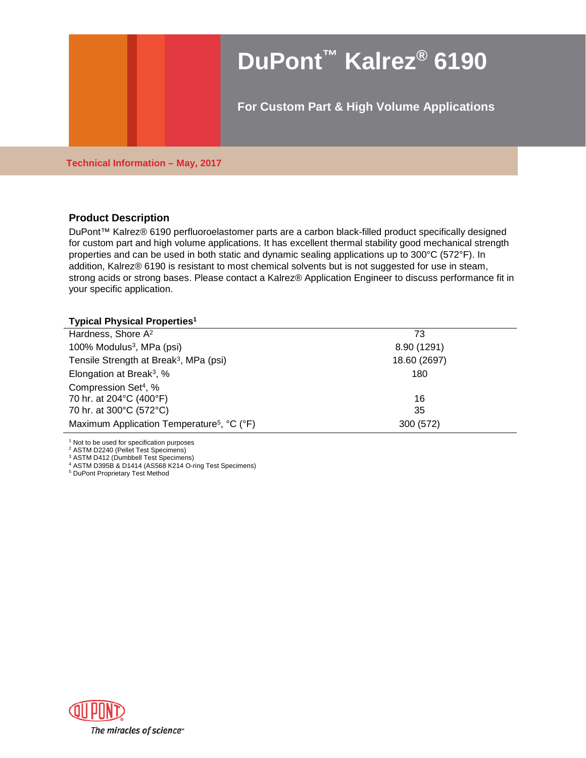# DuPont™ Kalrez® 6190

## For Custom Part & High Volume Applications

**Technical Information – May, 2017**

### Product Description

DuPont™ Kalrez® 6190 perfluoroelastomer parts are a carbon black-filled product specifically designed for custom part and high volume applications. It has excellent thermal stability good mechanical strength properties and can be used in both static and dynamic sealing applications up to 300°C (572°F). In addition, Kalrez® 6190 is resistant to most chemical solvents but is not suggested for use in steam, strong acids or strong bases. Please contact a Kalrez® Application Engineer to discuss performance fit in your specific application.

**Typical Physical Properties[1]**

| Property | Value |
|---|---|
| Hardness, Shore A[2] | 73 |
| 100% Modulus[3], MPa (psi) | 8.90 (1291) |
| Tensile Strength at Break[3], MPa (psi) | 18.60 (2697) |
| Elongation at Break[3], % | 180 |
| Compression Set[4], % | |
| 70 hr. at 204°C (400°F) | 16 |
| 70 hr. at 300°C (572°C) | 35 |
| Maximum Application Temperature[5], °C (°F) | 300 (572) |

[1] Not to be used for specification purposes
[2] ASTM D2240 (Pellet Test Specimens)
[3] ASTM D412 (Dumbbell Test Specimens)
[4] ASTM D395B & D1414 (AS568 K214 O-ring Test Specimens)
[5] DuPont Proprietary Test Method

DUPONT
*The miracles of science™*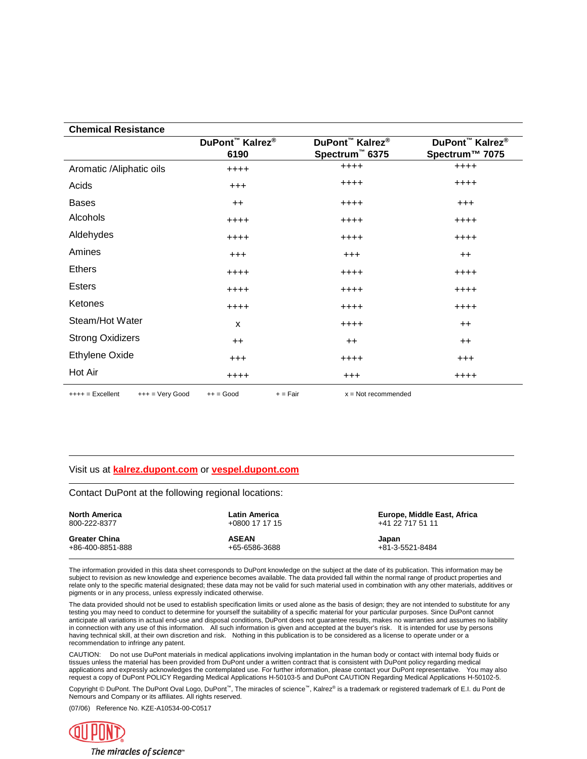## Chemical Resistance

| | DuPont™ Kalrez® 6190 | DuPont™ Kalrez® Spectrum™ 6375 | DuPont™ Kalrez® Spectrum™ 7075 |
|---|---|---|---|
| Aromatic /Aliphatic oils | ++++ | ++++ | ++++ |
| Acids | +++ | ++++ | ++++ |
| Bases | ++ | ++++ | +++ |
| Alcohols | ++++ | ++++ | ++++ |
| Aldehydes | ++++ | ++++ | ++++ |
| Amines | +++ | +++ | ++ |
| Ethers | ++++ | ++++ | ++++ |
| Esters | ++++ | ++++ | ++++ |
| Ketones | ++++ | ++++ | ++++ |
| Steam/Hot Water | x | ++++ | ++ |
| Strong Oxidizers | ++ | ++ | ++ |
| Ethylene Oxide | +++ | ++++ | +++ |
| Hot Air | ++++ | +++ | ++++ |

++++ = Excellent     +++ = Very Good     ++ = Good     + = Fair     x = Not recommended

Visit us at **kalrez.dupont.com** or **vespel.dupont.com**

Contact DuPont at the following regional locations:

**North America**
800-222-8377

**Latin America**
+0800 17 17 15

**Europe, Middle East, Africa**
+41 22 717 51 11

**Greater China**
+86-400-8851-888

**ASEAN**
+65-6586-3688

**Japan**
+81-3-5521-8484

The information provided in this data sheet corresponds to DuPont knowledge on the subject at the date of its publication. This information may be subject to revision as new knowledge and experience becomes available. The data provided fall within the normal range of product properties and relate only to the specific material designated; these data may not be valid for such material used in combination with any other materials, additives or pigments or in any process, unless expressly indicated otherwise.

The data provided should not be used to establish specification limits or used alone as the basis of design; they are not intended to substitute for any testing you may need to conduct to determine for yourself the suitability of a specific material for your particular purposes. Since DuPont cannot anticipate all variations in actual end-use and disposal conditions, DuPont does not guarantee results, makes no warranties and assumes no liability in connection with any use of this information. All such information is given and accepted at the buyer's risk. It is intended for use by persons having technical skill, at their own discretion and risk. Nothing in this publication is to be considered as a license to operate under or a recommendation to infringe any patent.

CAUTION: Do not use DuPont materials in medical applications involving implantation in the human body or contact with internal body fluids or tissues unless the material has been provided from DuPont under a written contract that is consistent with DuPont policy regarding medical applications and expressly acknowledges the contemplated use. For further information, please contact your DuPont representative. You may also request a copy of DuPont POLICY Regarding Medical Applications H-50103-5 and DuPont CAUTION Regarding Medical Applications H-50102-5.

Copyright © DuPont. The DuPont Oval Logo, DuPont™, The miracles of science™, Kalrez® is a trademark or registered trademark of E.I. du Pont de Nemours and Company or its affiliates. All rights reserved.

(07/06) Reference No. KZE-A10534-00-C0517

DUPONT

*The miracles of science™*